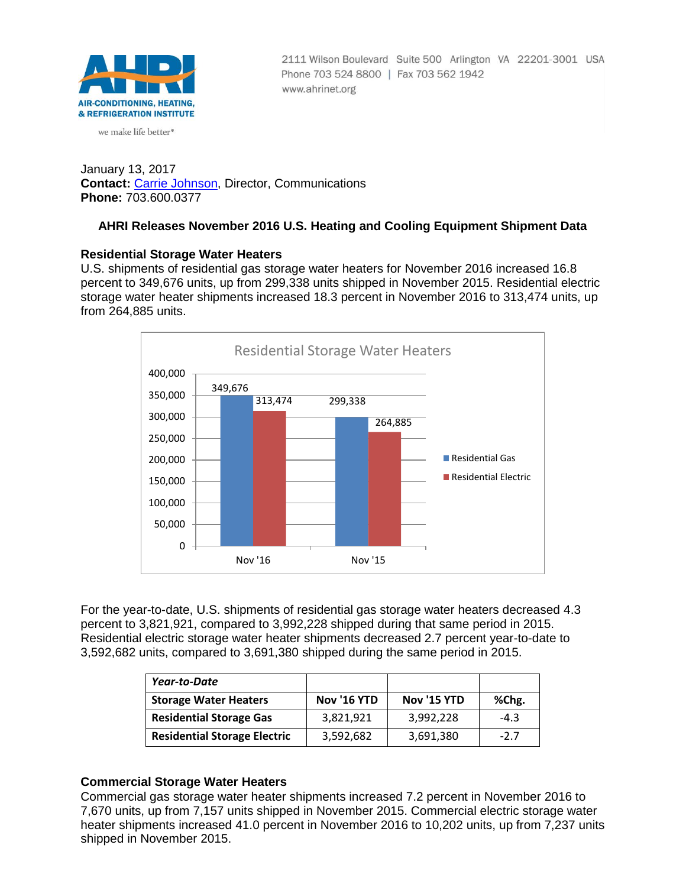AIR-CONDITIONING, HEATING, & REFRIGERATION INSTITUTE

we make life better®

2111 Wilson Boulevard Suite 500 Arlington VA 22201-3001 USA
Phone 703 524 8800 | Fax 703 562 1942
www.ahrinet.org

January 13, 2017
**Contact:** Carrie Johnson, Director, Communications
**Phone:** 703.600.0377

## AHRI Releases November 2016 U.S. Heating and Cooling Equipment Shipment Data

### Residential Storage Water Heaters

U.S. shipments of residential gas storage water heaters for November 2016 increased 16.8 percent to 349,676 units, up from 299,338 units shipped in November 2015. Residential electric storage water heater shipments increased 18.3 percent in November 2016 to 313,474 units, up from 264,885 units.

Residential Storage Water Heaters

| | Residential Gas | Residential Electric |
|---|---|---|
| Nov '16 | 349,676 | 313,474 |
| Nov '15 | 299,338 | 264,885 |

For the year-to-date, U.S. shipments of residential gas storage water heaters decreased 4.3 percent to 3,821,921, compared to 3,992,228 shipped during that same period in 2015. Residential electric storage water heater shipments decreased 2.7 percent year-to-date to 3,592,682 units, compared to 3,691,380 shipped during the same period in 2015.

| *Year-to-Date* | | | |
|---|---|---|---|
| **Storage Water Heaters** | **Nov '16 YTD** | **Nov '15 YTD** | **%Chg.** |
| **Residential Storage Gas** | 3,821,921 | 3,992,228 | -4.3 |
| **Residential Storage Electric** | 3,592,682 | 3,691,380 | -2.7 |

### Commercial Storage Water Heaters

Commercial gas storage water heater shipments increased 7.2 percent in November 2016 to 7,670 units, up from 7,157 units shipped in November 2015. Commercial electric storage water heater shipments increased 41.0 percent in November 2016 to 10,202 units, up from 7,237 units shipped in November 2015.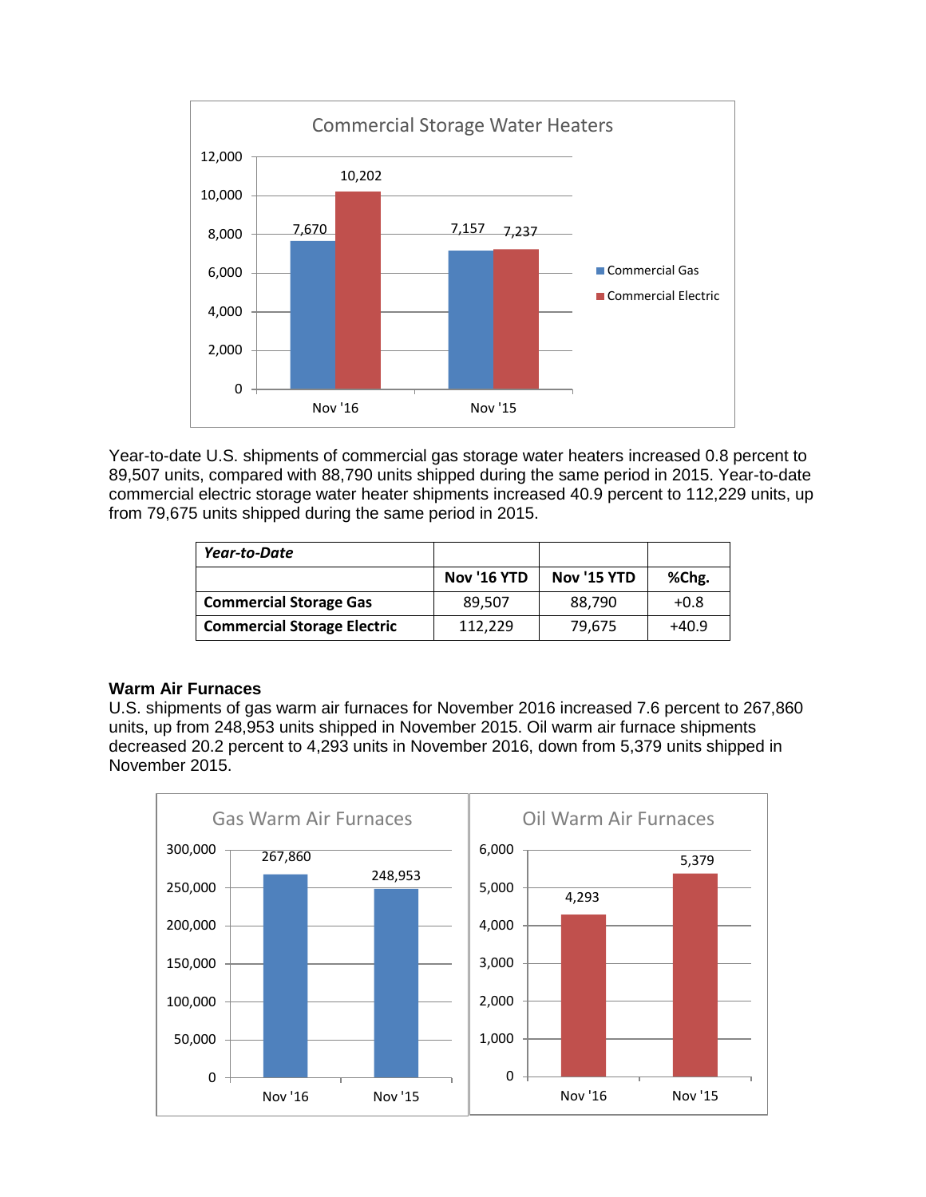Year-to-date U.S. shipments of commercial gas storage water heaters increased 0.8 percent to 89,507 units, compared with 88,790 units shipped during the same period in 2015. Year-to-date commercial electric storage water heater shipments increased 40.9 percent to 112,229 units, up from 79,675 units shipped during the same period in 2015.

| *Year-to-Date* | | | |
|---|---|---|---|
| | Nov '16 YTD | Nov '15 YTD | %Chg. |
| **Commercial Storage Gas** | 89,507 | 88,790 | +0.8 |
| **Commercial Storage Electric** | 112,229 | 79,675 | +40.9 |

### Warm Air Furnaces

U.S. shipments of gas warm air furnaces for November 2016 increased 7.6 percent to 267,860 units, up from 248,953 units shipped in November 2015. Oil warm air furnace shipments decreased 20.2 percent to 4,293 units in November 2016, down from 5,379 units shipped in November 2015.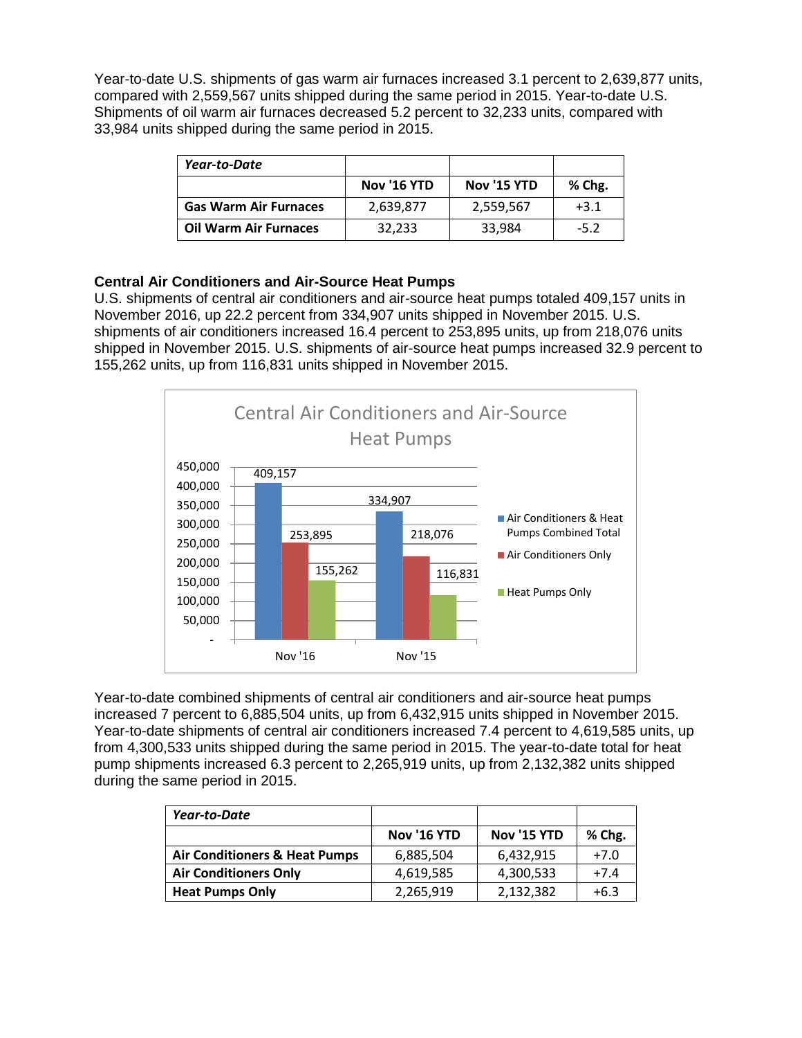Year-to-date U.S. shipments of gas warm air furnaces increased 3.1 percent to 2,639,877 units, compared with 2,559,567 units shipped during the same period in 2015. Year-to-date U.S. Shipments of oil warm air furnaces decreased 5.2 percent to 32,233 units, compared with 33,984 units shipped during the same period in 2015.

| *Year-to-Date* | | | |
|---|---|---|---|
| | **Nov '16 YTD** | **Nov '15 YTD** | **% Chg.** |
| **Gas Warm Air Furnaces** | 2,639,877 | 2,559,567 | +3.1 |
| **Oil Warm Air Furnaces** | 32,233 | 33,984 | -5.2 |

**Central Air Conditioners and Air-Source Heat Pumps**

U.S. shipments of central air conditioners and air-source heat pumps totaled 409,157 units in November 2016, up 22.2 percent from 334,907 units shipped in November 2015. U.S. shipments of air conditioners increased 16.4 percent to 253,895 units, up from 218,076 units shipped in November 2015. U.S. shipments of air-source heat pumps increased 32.9 percent to 155,262 units, up from 116,831 units shipped in November 2015.

Central Air Conditioners and Air-Source Heat Pumps

| | Air Conditioners & Heat Pumps Combined Total | Air Conditioners Only | Heat Pumps Only |
|---|---|---|---|
| Nov '16 | 409,157 | 253,895 | 155,262 |
| Nov '15 | 334,907 | 218,076 | 116,831 |

Year-to-date combined shipments of central air conditioners and air-source heat pumps increased 7 percent to 6,885,504 units, up from 6,432,915 units shipped in November 2015. Year-to-date shipments of central air conditioners increased 7.4 percent to 4,619,585 units, up from 4,300,533 units shipped during the same period in 2015. The year-to-date total for heat pump shipments increased 6.3 percent to 2,265,919 units, up from 2,132,382 units shipped during the same period in 2015.

| *Year-to-Date* | | | |
|---|---|---|---|
| | **Nov '16 YTD** | **Nov '15 YTD** | **% Chg.** |
| **Air Conditioners & Heat Pumps** | 6,885,504 | 6,432,915 | +7.0 |
| **Air Conditioners Only** | 4,619,585 | 4,300,533 | +7.4 |
| **Heat Pumps Only** | 2,265,919 | 2,132,382 | +6.3 |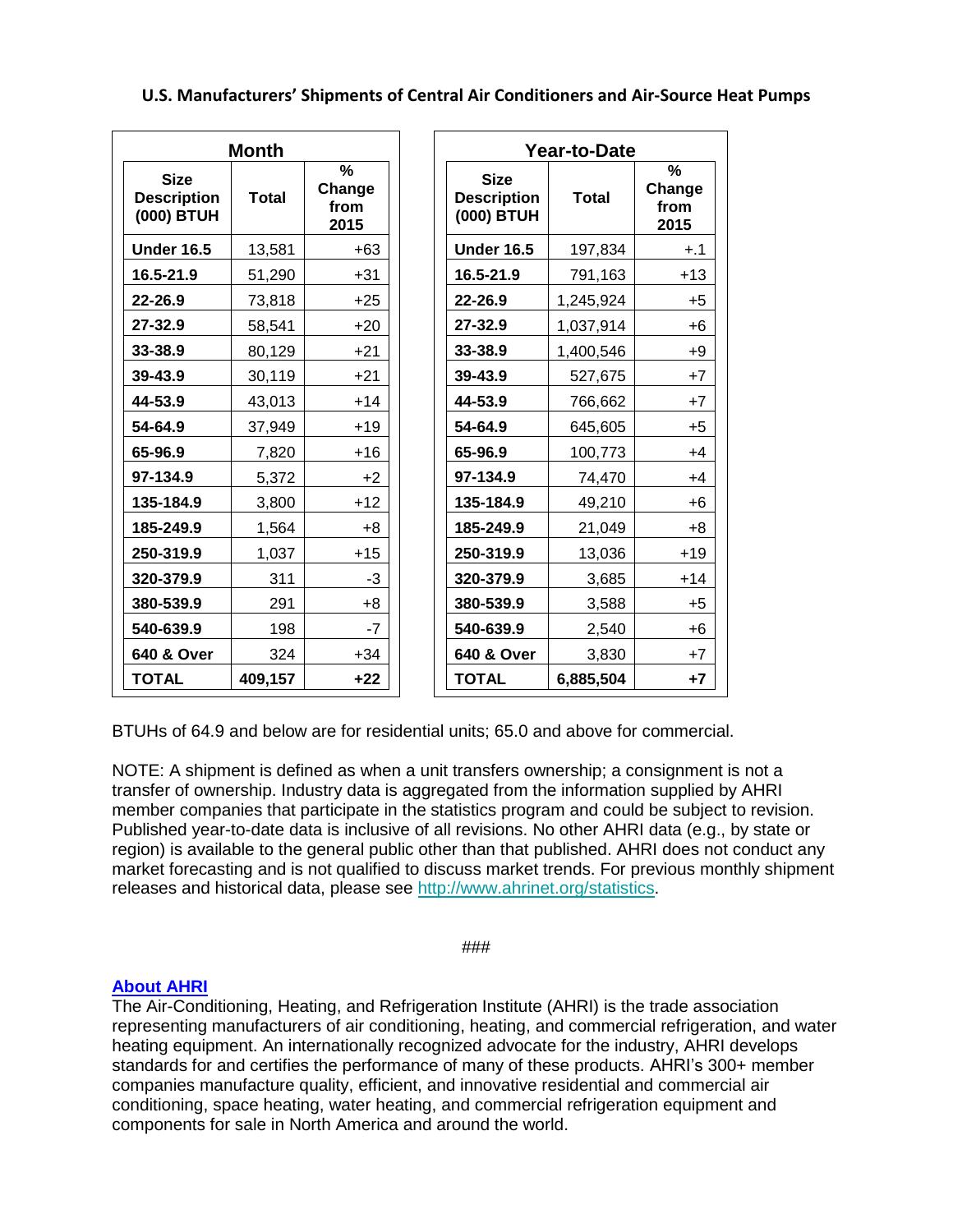**U.S. Manufacturers' Shipments of Central Air Conditioners and Air-Source Heat Pumps**

| Month | | |
|---|---|---|
| **Size Description (000) BTUH** | **Total** | **% Change from 2015** |
| **Under 16.5** | 13,581 | +63 |
| **16.5-21.9** | 51,290 | +31 |
| **22-26.9** | 73,818 | +25 |
| **27-32.9** | 58,541 | +20 |
| **33-38.9** | 80,129 | +21 |
| **39-43.9** | 30,119 | +21 |
| **44-53.9** | 43,013 | +14 |
| **54-64.9** | 37,949 | +19 |
| **65-96.9** | 7,820 | +16 |
| **97-134.9** | 5,372 | +2 |
| **135-184.9** | 3,800 | +12 |
| **185-249.9** | 1,564 | +8 |
| **250-319.9** | 1,037 | +15 |
| **320-379.9** | 311 | -3 |
| **380-539.9** | 291 | +8 |
| **540-639.9** | 198 | -7 |
| **640 & Over** | 324 | +34 |
| **TOTAL** | **409,157** | **+22** |

| Year-to-Date | | |
|---|---|---|
| **Size Description (000) BTUH** | **Total** | **% Change from 2015** |
| **Under 16.5** | 197,834 | +.1 |
| **16.5-21.9** | 791,163 | +13 |
| **22-26.9** | 1,245,924 | +5 |
| **27-32.9** | 1,037,914 | +6 |
| **33-38.9** | 1,400,546 | +9 |
| **39-43.9** | 527,675 | +7 |
| **44-53.9** | 766,662 | +7 |
| **54-64.9** | 645,605 | +5 |
| **65-96.9** | 100,773 | +4 |
| **97-134.9** | 74,470 | +4 |
| **135-184.9** | 49,210 | +6 |
| **185-249.9** | 21,049 | +8 |
| **250-319.9** | 13,036 | +19 |
| **320-379.9** | 3,685 | +14 |
| **380-539.9** | 3,588 | +5 |
| **540-639.9** | 2,540 | +6 |
| **640 & Over** | 3,830 | +7 |
| **TOTAL** | **6,885,504** | **+7** |

BTUHs of 64.9 and below are for residential units; 65.0 and above for commercial.

NOTE: A shipment is defined as when a unit transfers ownership; a consignment is not a transfer of ownership. Industry data is aggregated from the information supplied by AHRI member companies that participate in the statistics program and could be subject to revision. Published year-to-date data is inclusive of all revisions. No other AHRI data (e.g., by state or region) is available to the general public other than that published. AHRI does not conduct any market forecasting and is not qualified to discuss market trends. For previous monthly shipment releases and historical data, please see http://www.ahrinet.org/statistics.

###

**About AHRI**

The Air-Conditioning, Heating, and Refrigeration Institute (AHRI) is the trade association representing manufacturers of air conditioning, heating, and commercial refrigeration, and water heating equipment. An internationally recognized advocate for the industry, AHRI develops standards for and certifies the performance of many of these products. AHRI's 300+ member companies manufacture quality, efficient, and innovative residential and commercial air conditioning, space heating, water heating, and commercial refrigeration equipment and components for sale in North America and around the world.